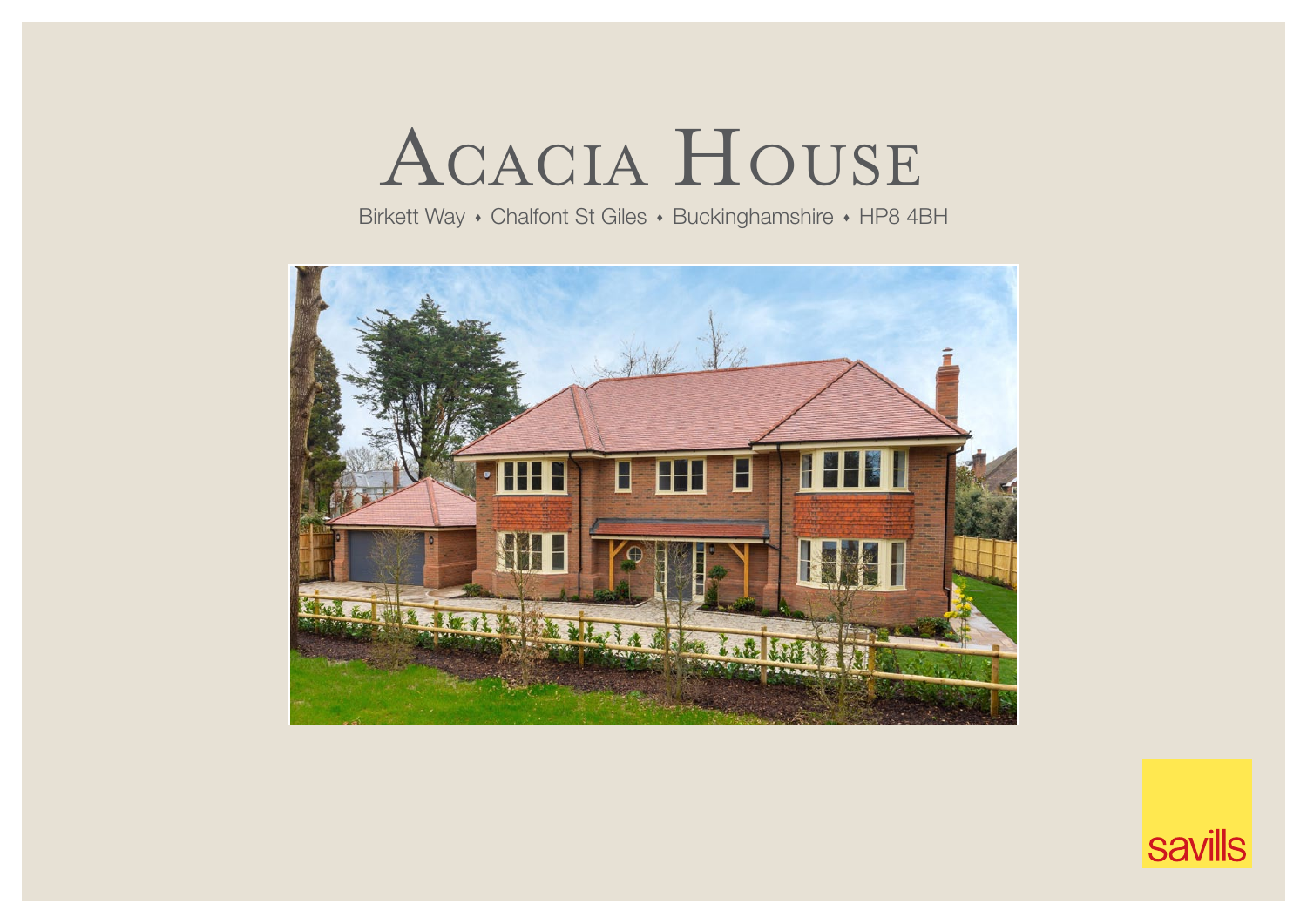# Acacia House

Birkett Way • Chalfont St Giles • Buckinghamshire • HP8 4BH

savills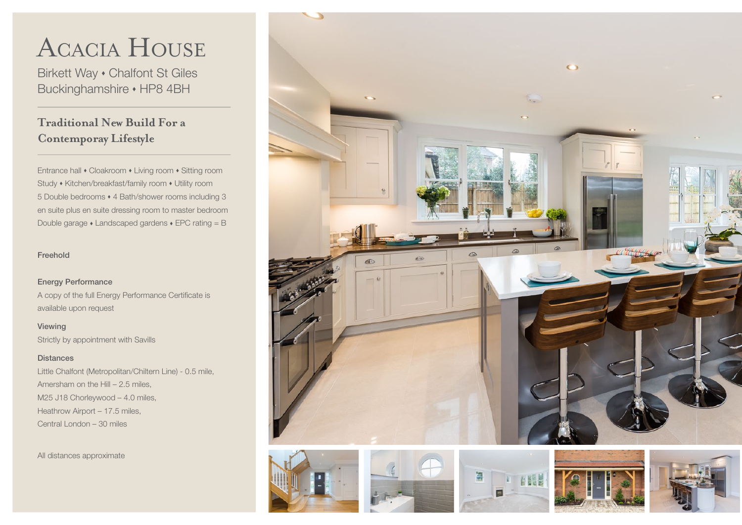# Acacia House

Birkett Way • Chalfont St Giles
Buckinghamshire • HP8 4BH

## Traditional New Build For a Contemporay Lifestyle

Entrance hall • Cloakroom • Living room • Sitting room
Study • Kitchen/breakfast/family room • Utility room
5 Double bedrooms • 4 Bath/shower rooms including 3 en suite plus en suite dressing room to master bedroom
Double garage • Landscaped gardens • EPC rating = B

Freehold

**Energy Performance**

A copy of the full Energy Performance Certificate is available upon request

**Viewing**

Strictly by appointment with Savills

**Distances**

Little Chalfont (Metropolitan/Chiltern Line) - 0.5 mile,
Amersham on the Hill – 2.5 miles,
M25 J18 Chorleywood – 4.0 miles,
Heathrow Airport – 17.5 miles,
Central London – 30 miles

All distances approximate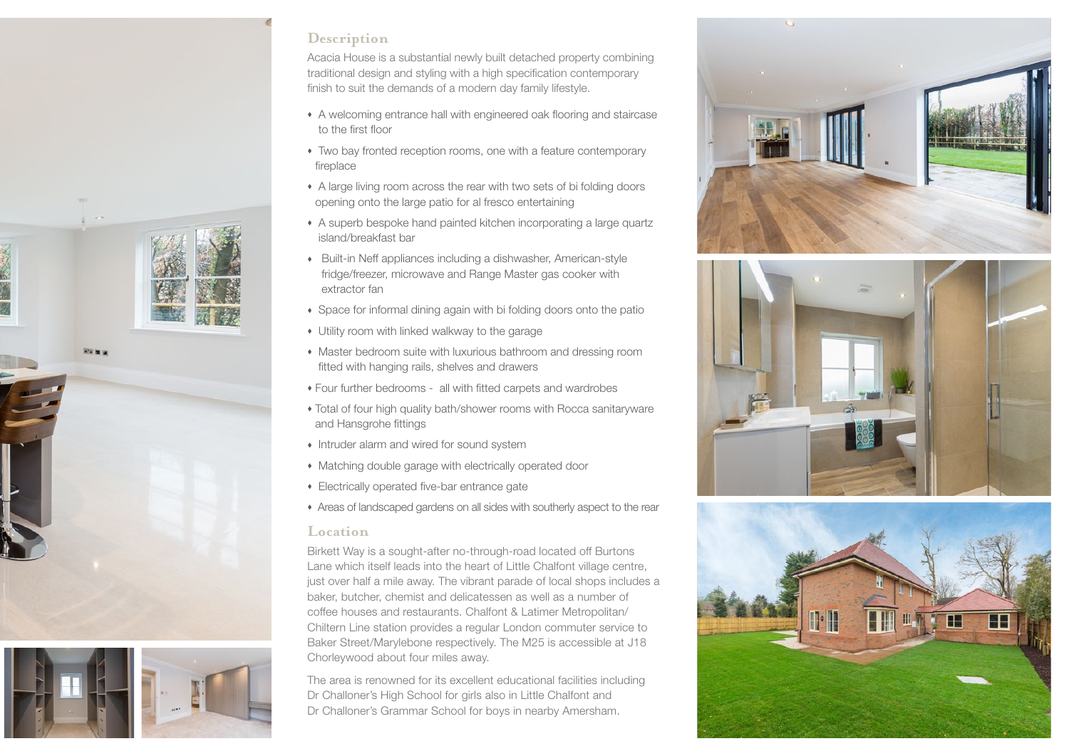## Description

Acacia House is a substantial newly built detached property combining traditional design and styling with a high specification contemporary finish to suit the demands of a modern day family lifestyle.

- A welcoming entrance hall with engineered oak flooring and staircase to the first floor
- Two bay fronted reception rooms, one with a feature contemporary fireplace
- A large living room across the rear with two sets of bi folding doors opening onto the large patio for al fresco entertaining
- A superb bespoke hand painted kitchen incorporating a large quartz island/breakfast bar
- Built-in Neff appliances including a dishwasher, American-style fridge/freezer, microwave and Range Master gas cooker with extractor fan
- Space for informal dining again with bi folding doors onto the patio
- Utility room with linked walkway to the garage
- Master bedroom suite with luxurious bathroom and dressing room fitted with hanging rails, shelves and drawers
- Four further bedrooms - all with fitted carpets and wardrobes
- Total of four high quality bath/shower rooms with Rocca sanitaryware and Hansgrohe fittings
- Intruder alarm and wired for sound system
- Matching double garage with electrically operated door
- Electrically operated five-bar entrance gate
- Areas of landscaped gardens on all sides with southerly aspect to the rear

## Location

Birkett Way is a sought-after no-through-road located off Burtons Lane which itself leads into the heart of Little Chalfont village centre, just over half a mile away. The vibrant parade of local shops includes a baker, butcher, chemist and delicatessen as well as a number of coffee houses and restaurants. Chalfont & Latimer Metropolitan/ Chiltern Line station provides a regular London commuter service to Baker Street/Marylebone respectively. The M25 is accessible at J18 Chorleywood about four miles away.

The area is renowned for its excellent educational facilities including Dr Challoner's High School for girls also in Little Chalfont and Dr Challoner's Grammar School for boys in nearby Amersham.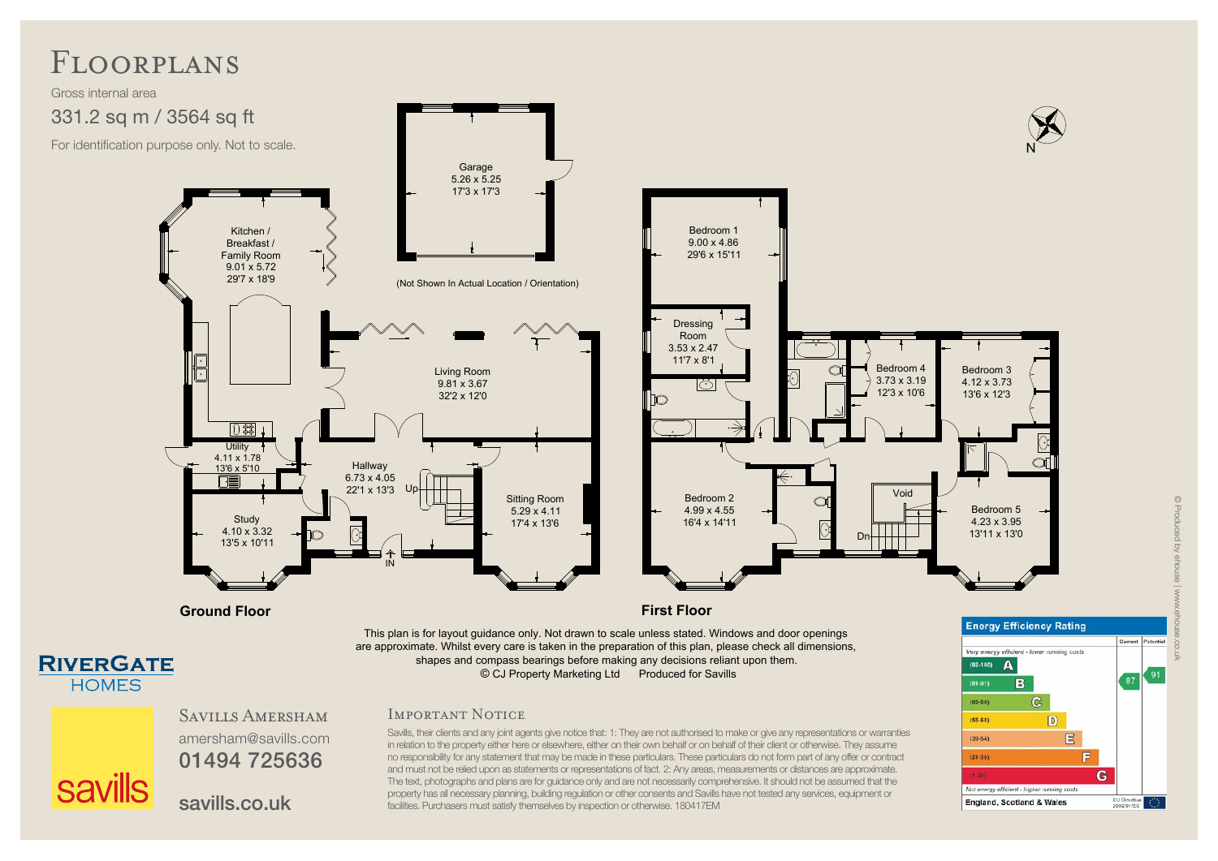# Floorplans

Gross internal area

331.2 sq m / 3564 sq ft

For identification purpose only. Not to scale.

Garage
5.26 x 5.25
17'3 x 17'3

(Not Shown In Actual Location / Orientation)

Kitchen / Breakfast / Family Room
9.01 x 5.72
29'7 x 18'9

Living Room
9.81 x 3.67
32'2 x 12'0

Utility
4.11 x 1.78
13'6 x 5'10

Hallway
6.73 x 4.05
22'1 x 13'3

Up

Sitting Room
5.29 x 4.11
17'4 x 13'6

Study
4.10 x 3.32
13'5 x 10'11

IN

**Ground Floor**

Bedroom 1
9.00 x 4.86
29'6 x 15'11

Dressing Room
3.53 x 2.47
11'7 x 8'1

Bedroom 4
3.73 x 3.19
12'3 x 10'6

Bedroom 3
4.12 x 3.73
13'6 x 12'3

Bedroom 2
4.99 x 4.55
16'4 x 14'11

Void

Dn

Bedroom 5
4.23 x 3.95
13'11 x 13'0

**First Floor**

N

This plan is for layout guidance only. Not drawn to scale unless stated. Windows and door openings are approximate. Whilst every care is taken in the preparation of this plan, please check all dimensions, shapes and compass bearings before making any decisions reliant upon them.
© CJ Property Marketing Ltd Produced for Savills

© Produced by ehouse | www.ehouse.co.uk

**Energy Efficiency Rating**

| | Current | Potential |
|---|---|---|
| *Very energy efficient - lower running costs* | | |
| (92-100) A | | 91 |
| (81-91) B | 87 | |
| (69-80) C | | |
| (55-68) D | | |
| (39-54) E | | |
| (21-38) F | | |
| (1-20) G | | |
| *Not energy efficient - higher running costs* | | |
| England, Scotland & Wales | EU Directive 2002/91/EC | |

RiverGate Homes

savills

## Savills Amersham

amersham@savills.com

01494 725636

savills.co.uk

## Important Notice

Savills, their clients and any joint agents give notice that: 1: They are not authorised to make or give any representations or warranties in relation to the property either here or elsewhere, either on their own behalf or on behalf of their client or otherwise. They assume no responsibility for any statement that may be made in these particulars. These particulars do not form part of any offer or contract and must not be relied upon as statements or representations of fact. 2: Any areas, measurements or distances are approximate. The text, photographs and plans are for guidance only and are not necessarily comprehensive. It should not be assumed that the property has all necessary planning, building regulation or other consents and Savills have not tested any services, equipment or facilities. Purchasers must satisfy themselves by inspection or otherwise. 180417EM